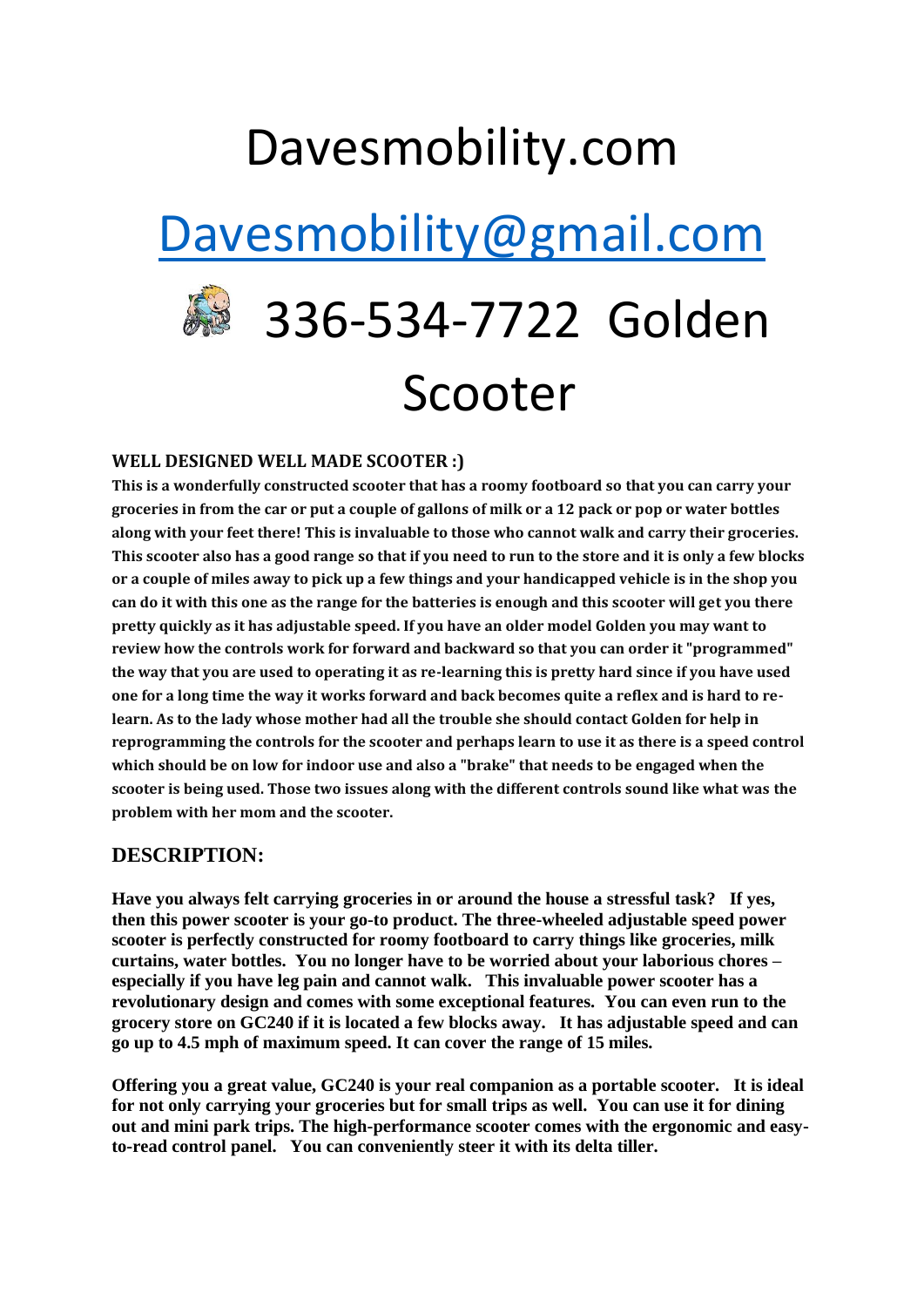# Davesmobility.com

# [Davesmobility@gmail.com](mailto:Davesmobility@gmail.com)

# 336-534-7722 Golden Scooter

**WELL DESIGNED WELL MADE SCOOTER :)**

**This is a wonderfully constructed scooter that has a roomy footboard so that you can carry your groceries in from the car or put a couple of gallons of milk or a 12 pack or pop or water bottles along with your feet there! This is invaluable to those who cannot walk and carry their groceries. This scooter also has a good range so that if you need to run to the store and it is only a few blocks or a couple of miles away to pick up a few things and your handicapped vehicle is in the shop you can do it with this one as the range for the batteries is enough and this scooter will get you there pretty quickly as it has adjustable speed. If you have an older model Golden you may want to review how the controls work for forward and backward so that you can order it "programmed" the way that you are used to operating it as re-learning this is pretty hard since if you have used one for a long time the way it works forward and back becomes quite a reflex and is hard to re-learn. As to the lady whose mother had all the trouble she should contact Golden for help in reprogramming the controls for the scooter and perhaps learn to use it as there is a speed control which should be on low for indoor use and also a "brake" that needs to be engaged when the scooter is being used. Those two issues along with the different controls sound like what was the problem with her mom and the scooter.**

## DESCRIPTION:

**Have you always felt carrying groceries in or around the house a stressful task? If yes, then this power scooter is your go-to product. The three-wheeled adjustable speed power scooter is perfectly constructed for roomy footboard to carry things like groceries, milk curtains, water bottles. You no longer have to be worried about your laborious chores – especially if you have leg pain and cannot walk. This invaluable power scooter has a revolutionary design and comes with some exceptional features. You can even run to the grocery store on GC240 if it is located a few blocks away. It has adjustable speed and can go up to 4.5 mph of maximum speed. It can cover the range of 15 miles.**

**Offering you a great value, GC240 is your real companion as a portable scooter. It is ideal for not only carrying your groceries but for small trips as well. You can use it for dining out and mini park trips. The high-performance scooter comes with the ergonomic and easy-to-read control panel. You can conveniently steer it with its delta tiller.**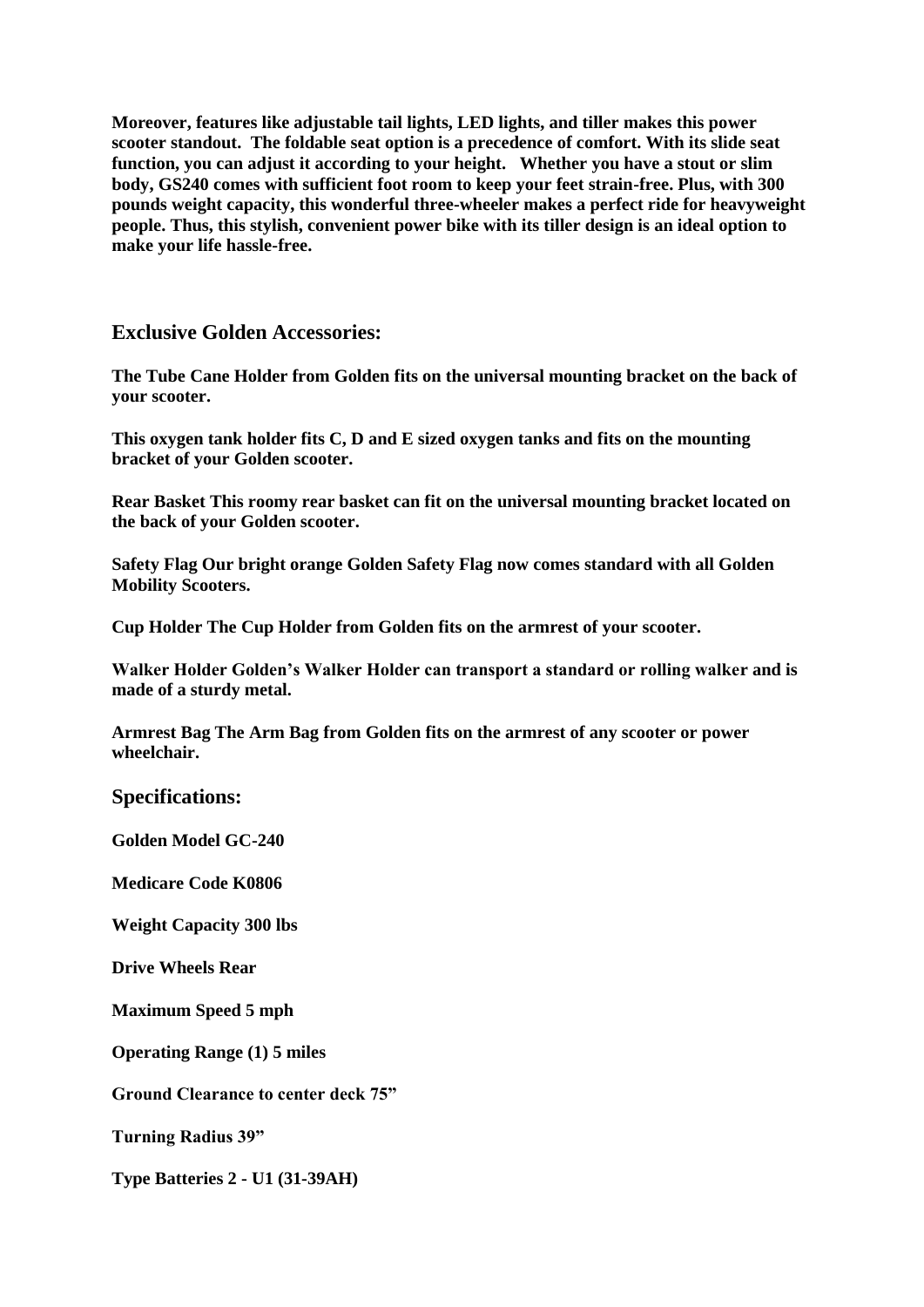**Moreover, features like adjustable tail lights, LED lights, and tiller makes this power scooter standout. The foldable seat option is a precedence of comfort. With its slide seat function, you can adjust it according to your height. Whether you have a stout or slim body, GS240 comes with sufficient foot room to keep your feet strain-free. Plus, with 300 pounds weight capacity, this wonderful three-wheeler makes a perfect ride for heavyweight people. Thus, this stylish, convenient power bike with its tiller design is an ideal option to make your life hassle-free.**

## Exclusive Golden Accessories:

**The Tube Cane Holder from Golden fits on the universal mounting bracket on the back of your scooter.**

**This oxygen tank holder fits C, D and E sized oxygen tanks and fits on the mounting bracket of your Golden scooter.**

**Rear Basket This roomy rear basket can fit on the universal mounting bracket located on the back of your Golden scooter.**

**Safety Flag Our bright orange Golden Safety Flag now comes standard with all Golden Mobility Scooters.**

**Cup Holder The Cup Holder from Golden fits on the armrest of your scooter.**

**Walker Holder Golden's Walker Holder can transport a standard or rolling walker and is made of a sturdy metal.**

**Armrest Bag The Arm Bag from Golden fits on the armrest of any scooter or power wheelchair.**

## Specifications:

**Golden Model GC-240**

**Medicare Code K0806**

**Weight Capacity 300 lbs**

**Drive Wheels Rear**

**Maximum Speed 5 mph**

**Operating Range (1) 5 miles**

**Ground Clearance to center deck 75"**

**Turning Radius 39"**

**Type Batteries 2 - U1 (31-39AH)**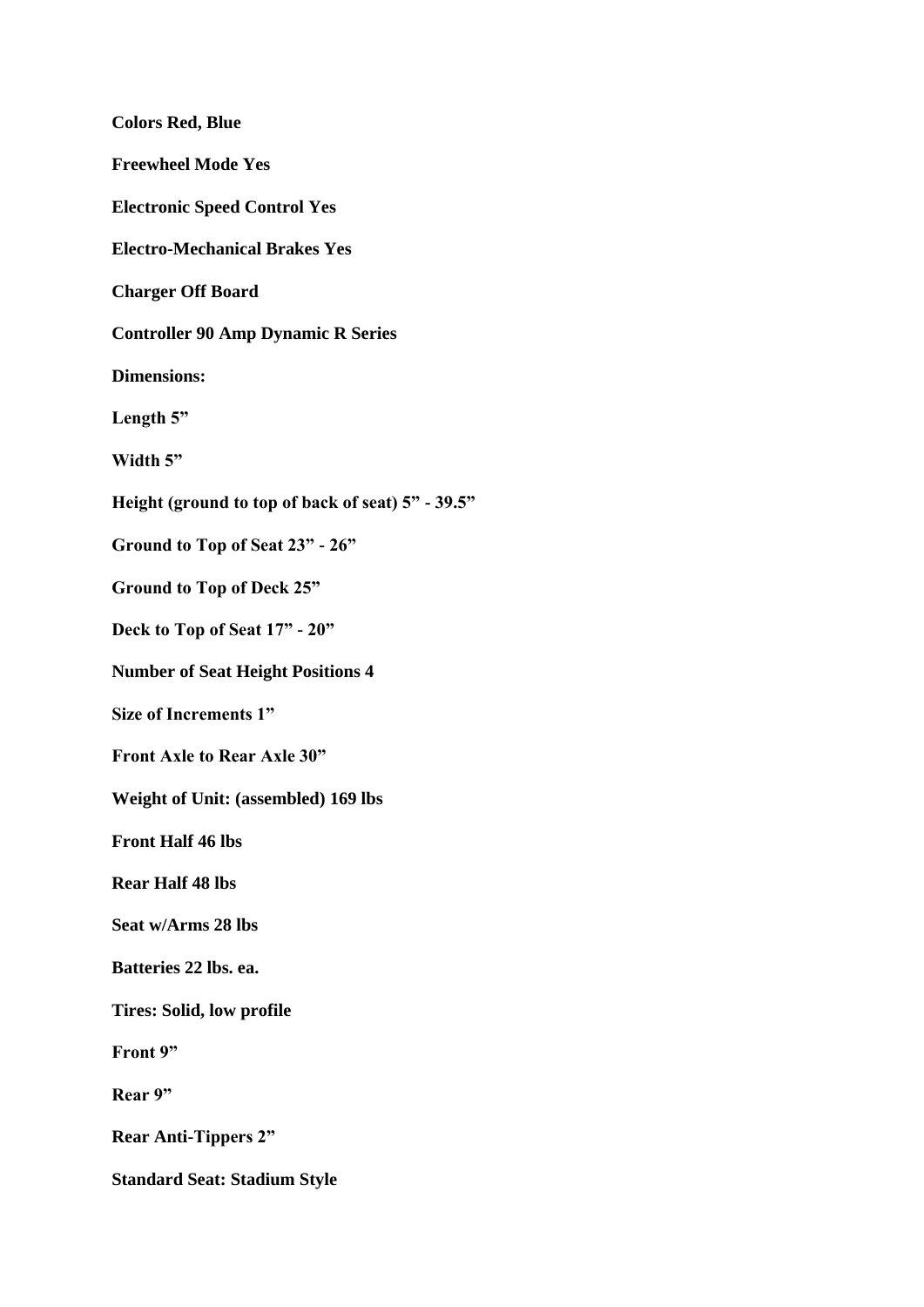**Colors Red, Blue**

**Freewheel Mode Yes**

**Electronic Speed Control Yes**

**Electro-Mechanical Brakes Yes**

**Charger Off Board**

**Controller 90 Amp Dynamic R Series**

**Dimensions:**

**Length 5”**

**Width 5”**

**Height (ground to top of back of seat) 5” - 39.5”**

**Ground to Top of Seat 23” - 26”**

**Ground to Top of Deck 25”**

**Deck to Top of Seat 17” - 20”**

**Number of Seat Height Positions 4**

**Size of Increments 1”**

**Front Axle to Rear Axle 30”**

**Weight of Unit: (assembled) 169 lbs**

**Front Half 46 lbs**

**Rear Half 48 lbs**

**Seat w/Arms 28 lbs**

**Batteries 22 lbs. ea.**

**Tires: Solid, low profile**

**Front 9”**

**Rear 9”**

**Rear Anti-Tippers 2”**

**Standard Seat: Stadium Style**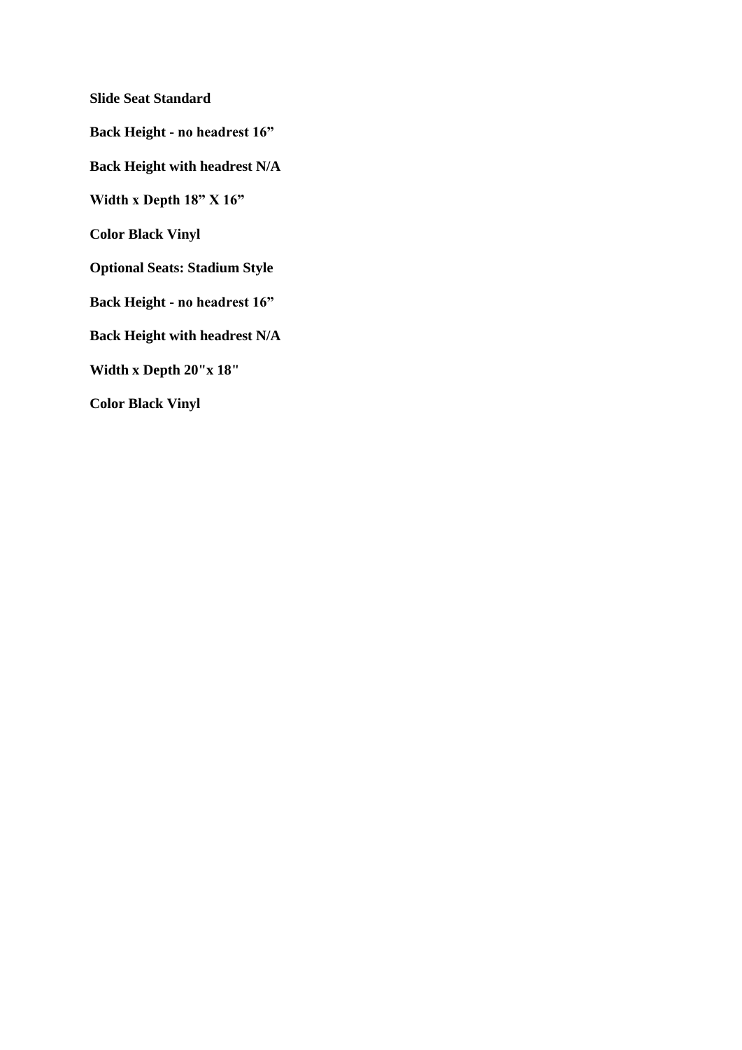**Slide Seat Standard**

**Back Height - no headrest 16”**

**Back Height with headrest N/A**

**Width x Depth 18” X 16”**

**Color Black Vinyl**

**Optional Seats: Stadium Style**

**Back Height - no headrest 16”**

**Back Height with headrest N/A**

**Width x Depth 20"x 18"**

**Color Black Vinyl**